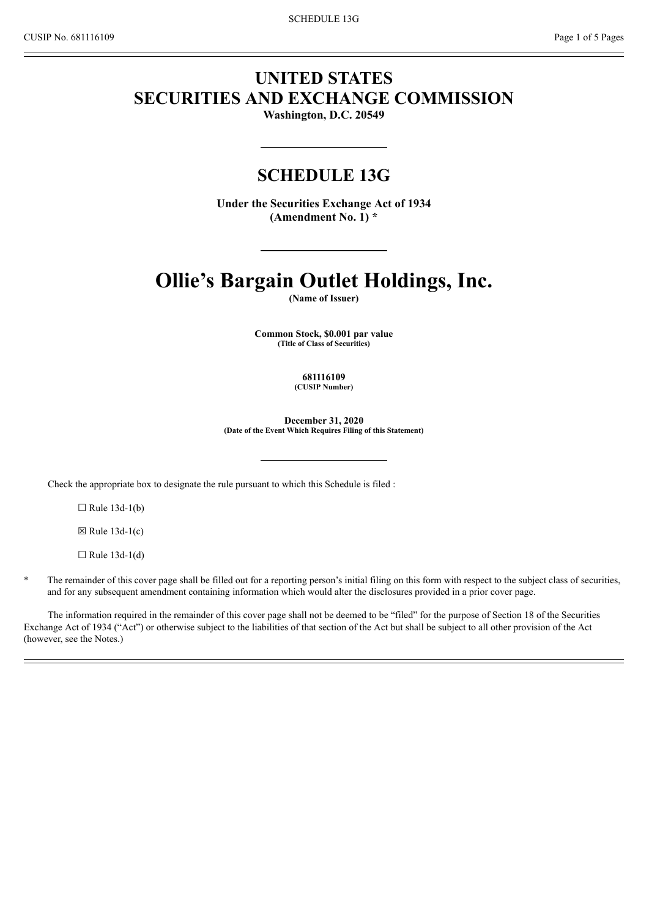# UNITED STATES
# SECURITIES AND EXCHANGE COMMISSION

**Washington, D.C. 20549**

## SCHEDULE 13G

**Under the Securities Exchange Act of 1934**
**(Amendment No. 1) ***

# Ollie's Bargain Outlet Holdings, Inc.

**(Name of Issuer)**

**Common Stock, $0.001 par value**
**(Title of Class of Securities)**

**681116109**
**(CUSIP Number)**

**December 31, 2020**
**(Date of the Event Which Requires Filing of this Statement)**

Check the appropriate box to designate the rule pursuant to which this Schedule is filed :

☐ Rule 13d-1(b)

☒ Rule 13d-1(c)

☐ Rule 13d-1(d)

\* The remainder of this cover page shall be filled out for a reporting person's initial filing on this form with respect to the subject class of securities, and for any subsequent amendment containing information which would alter the disclosures provided in a prior cover page.

The information required in the remainder of this cover page shall not be deemed to be "filed" for the purpose of Section 18 of the Securities Exchange Act of 1934 ("Act") or otherwise subject to the liabilities of that section of the Act but shall be subject to all other provision of the Act (however, see the Notes.)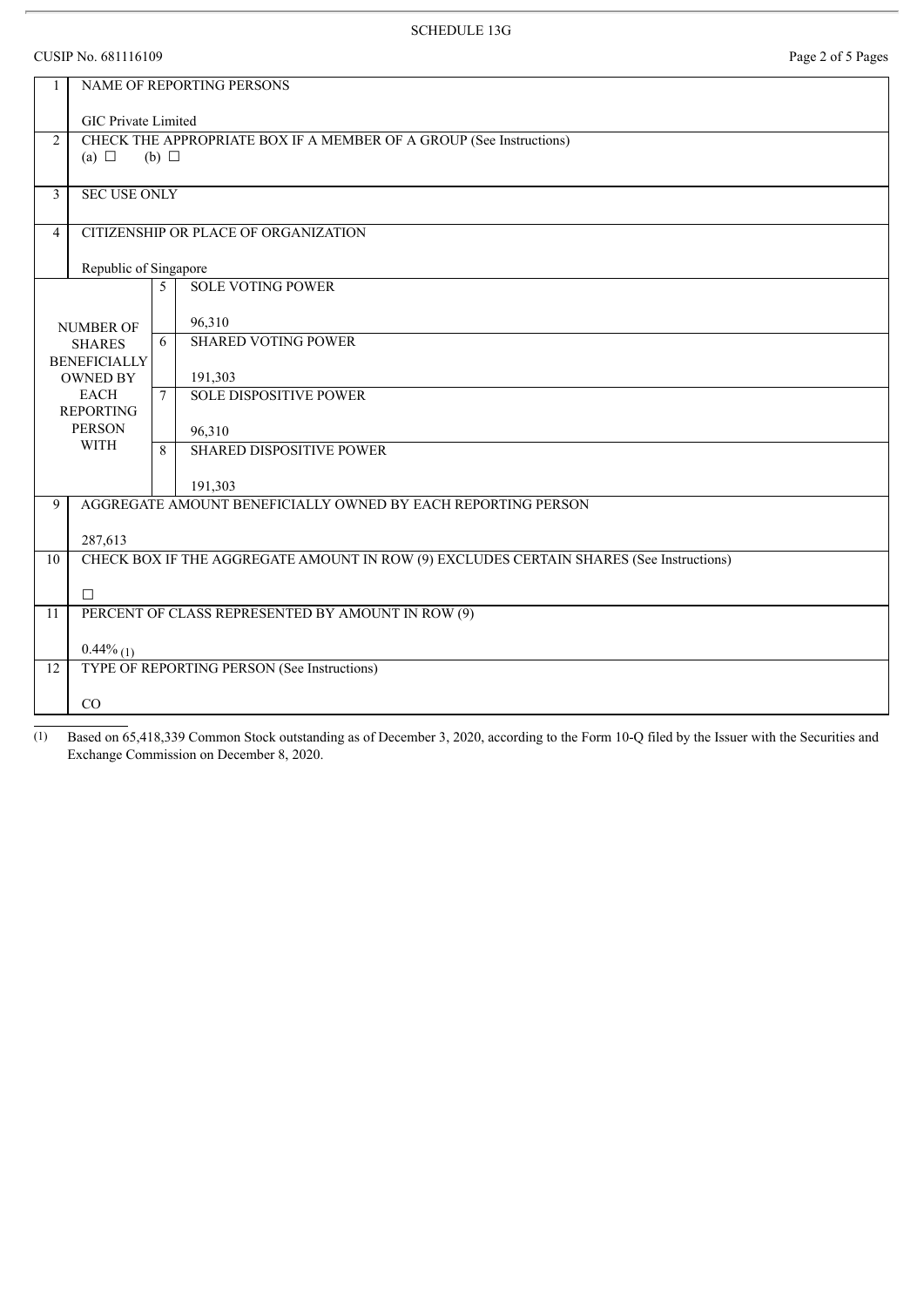SCHEDULE 13G

CUSIP No. 681116109

| 1 | NAME OF REPORTING PERSONS<br><br>GIC Private Limited | | |
|---|---|---|---|
| 2 | CHECK THE APPROPRIATE BOX IF A MEMBER OF A GROUP (See Instructions)<br>(a) ☐ (b) ☐ | | |
| 3 | SEC USE ONLY | | |
| 4 | CITIZENSHIP OR PLACE OF ORGANIZATION<br><br>Republic of Singapore | | |
| NUMBER OF SHARES BENEFICIALLY OWNED BY EACH REPORTING PERSON WITH | | 5 | SOLE VOTING POWER<br><br>96,310 |
| | | 6 | SHARED VOTING POWER<br><br>191,303 |
| | | 7 | SOLE DISPOSITIVE POWER<br><br>96,310 |
| | | 8 | SHARED DISPOSITIVE POWER<br><br>191,303 |
| 9 | AGGREGATE AMOUNT BENEFICIALLY OWNED BY EACH REPORTING PERSON<br><br>287,613 | | |
| 10 | CHECK BOX IF THE AGGREGATE AMOUNT IN ROW (9) EXCLUDES CERTAIN SHARES (See Instructions)<br><br>☐ | | |
| 11 | PERCENT OF CLASS REPRESENTED BY AMOUNT IN ROW (9)<br><br>0.44% (1) | | |
| 12 | TYPE OF REPORTING PERSON (See Instructions)<br><br>CO | | |

(1) Based on 65,418,339 Common Stock outstanding as of December 3, 2020, according to the Form 10-Q filed by the Issuer with the Securities and Exchange Commission on December 8, 2020.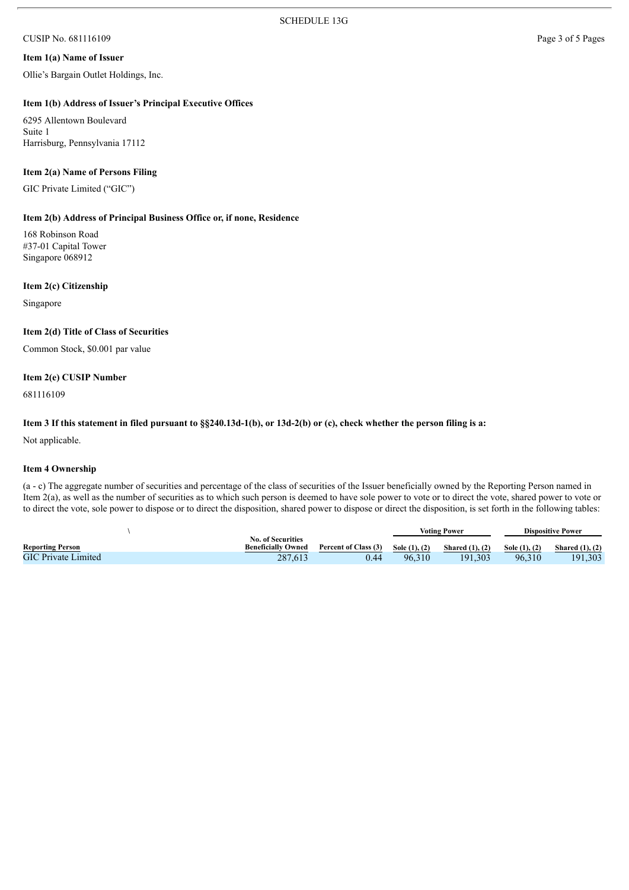SCHEDULE 13G

CUSIP No. 681116109

**Item 1(a) Name of Issuer**

Ollie's Bargain Outlet Holdings, Inc.

**Item 1(b) Address of Issuer's Principal Executive Offices**

6295 Allentown Boulevard
Suite 1
Harrisburg, Pennsylvania 17112

**Item 2(a) Name of Persons Filing**

GIC Private Limited ("GIC")

**Item 2(b) Address of Principal Business Office or, if none, Residence**

168 Robinson Road
#37-01 Capital Tower
Singapore 068912

**Item 2(c) Citizenship**

Singapore

**Item 2(d) Title of Class of Securities**

Common Stock, $0.001 par value

**Item 2(e) CUSIP Number**

681116109

**Item 3 If this statement in filed pursuant to §§240.13d-1(b), or 13d-2(b) or (c), check whether the person filing is a:**

Not applicable.

**Item 4 Ownership**

(a - c) The aggregate number of securities and percentage of the class of securities of the Issuer beneficially owned by the Reporting Person named in Item 2(a), as well as the number of securities as to which such person is deemed to have sole power to vote or to direct the vote, shared power to vote or to direct the vote, sole power to dispose or to direct the disposition, shared power to dispose or direct the disposition, is set forth in the following tables:

| \ | | | Voting Power | | Dispositive Power | |
|---|---|---|---|---|---|---|
| Reporting Person | No. of Securities Beneficially Owned | Percent of Class (3) | Sole (1), (2) | Shared (1), (2) | Sole (1), (2) | Shared (1), (2) |
| GIC Private Limited | 287,613 | 0.44 | 96,310 | 191,303 | 96,310 | 191,303 |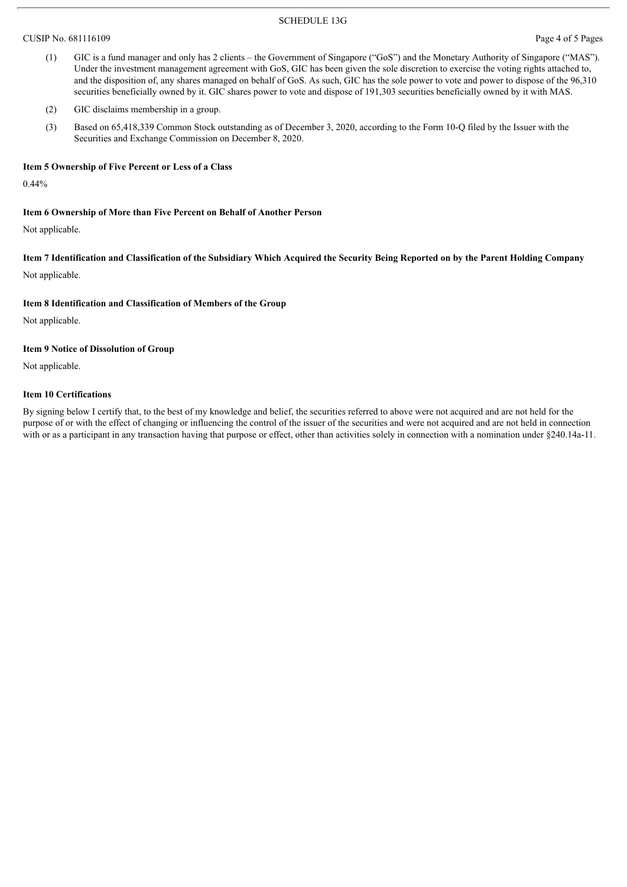(1) GIC is a fund manager and only has 2 clients – the Government of Singapore ("GoS") and the Monetary Authority of Singapore ("MAS"). Under the investment management agreement with GoS, GIC has been given the sole discretion to exercise the voting rights attached to, and the disposition of, any shares managed on behalf of GoS. As such, GIC has the sole power to vote and power to dispose of the 96,310 securities beneficially owned by it. GIC shares power to vote and dispose of 191,303 securities beneficially owned by it with MAS.

(2) GIC disclaims membership in a group.

(3) Based on 65,418,339 Common Stock outstanding as of December 3, 2020, according to the Form 10-Q filed by the Issuer with the Securities and Exchange Commission on December 8, 2020.

**Item 5 Ownership of Five Percent or Less of a Class**

0.44%

**Item 6 Ownership of More than Five Percent on Behalf of Another Person**

Not applicable.

**Item 7 Identification and Classification of the Subsidiary Which Acquired the Security Being Reported on by the Parent Holding Company**

Not applicable.

**Item 8 Identification and Classification of Members of the Group**

Not applicable.

**Item 9 Notice of Dissolution of Group**

Not applicable.

**Item 10 Certifications**

By signing below I certify that, to the best of my knowledge and belief, the securities referred to above were not acquired and are not held for the purpose of or with the effect of changing or influencing the control of the issuer of the securities and were not acquired and are not held in connection with or as a participant in any transaction having that purpose or effect, other than activities solely in connection with a nomination under §240.14a-11.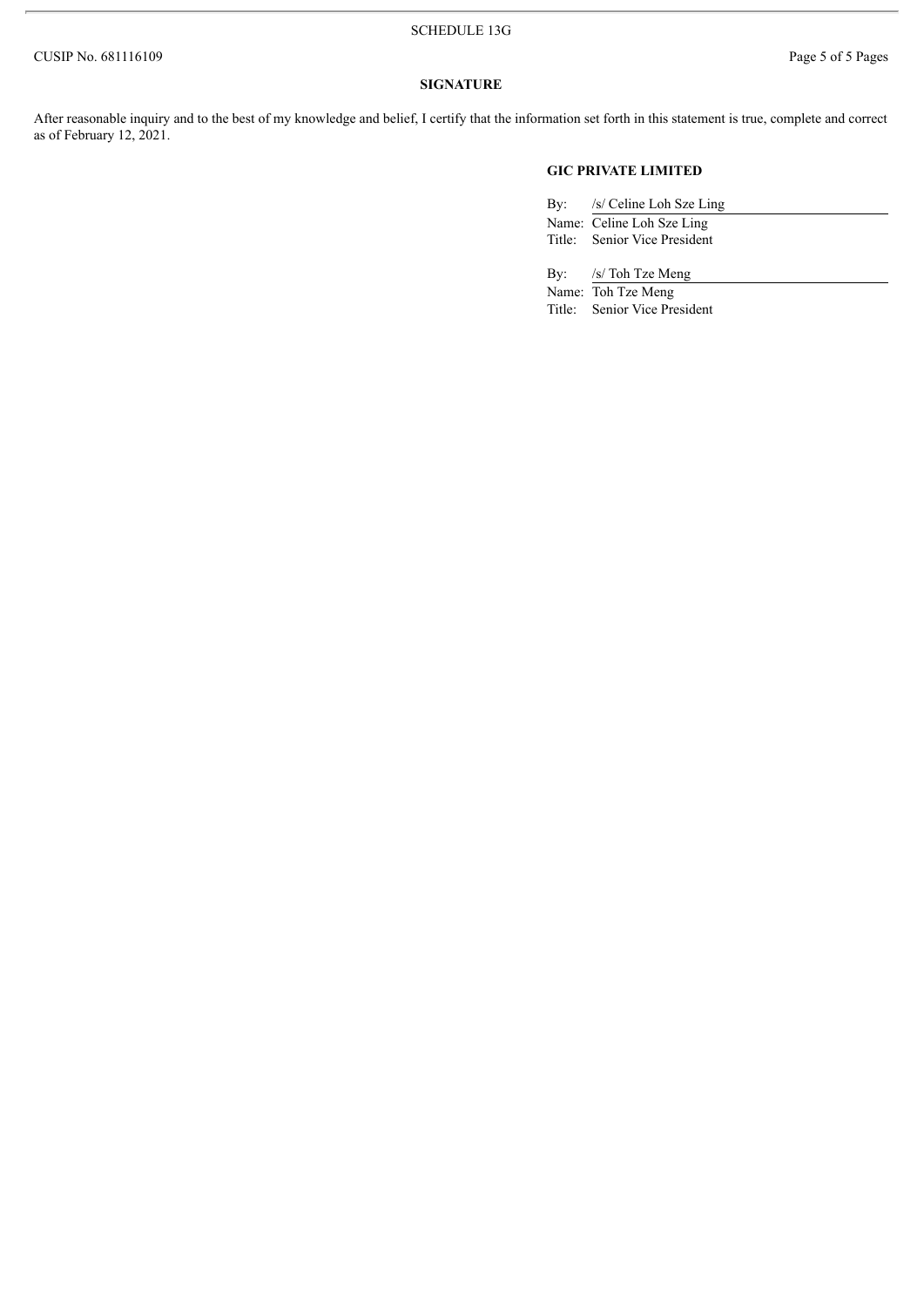## SIGNATURE

After reasonable inquiry and to the best of my knowledge and belief, I certify that the information set forth in this statement is true, complete and correct as of February 12, 2021.

**GIC PRIVATE LIMITED**

By: /s/ Celine Loh Sze Ling
Name: Celine Loh Sze Ling
Title: Senior Vice President

By: /s/ Toh Tze Meng
Name: Toh Tze Meng
Title: Senior Vice President